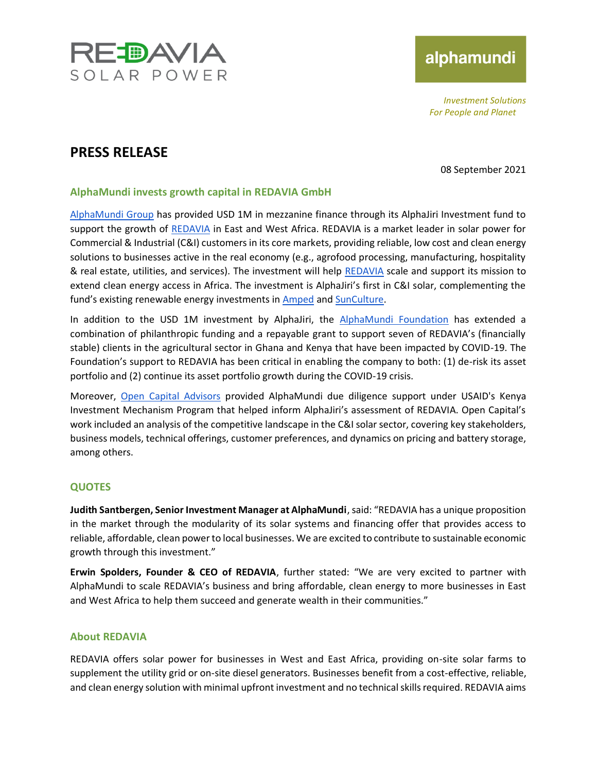REDAVIA SOLAR POWER

alphamundi

*Investment Solutions For People and Planet*

# PRESS RELEASE

08 September 2021

## AlphaMundi invests growth capital in REDAVIA GmbH

AlphaMundi Group has provided USD 1M in mezzanine finance through its AlphaJiri Investment fund to support the growth of REDAVIA in East and West Africa. REDAVIA is a market leader in solar power for Commercial & Industrial (C&I) customers in its core markets, providing reliable, low cost and clean energy solutions to businesses active in the real economy (e.g., agrofood processing, manufacturing, hospitality & real estate, utilities, and services). The investment will help REDAVIA scale and support its mission to extend clean energy access in Africa. The investment is AlphaJiri's first in C&I solar, complementing the fund's existing renewable energy investments in Amped and SunCulture.

In addition to the USD 1M investment by AlphaJiri, the AlphaMundi Foundation has extended a combination of philanthropic funding and a repayable grant to support seven of REDAVIA's (financially stable) clients in the agricultural sector in Ghana and Kenya that have been impacted by COVID-19. The Foundation's support to REDAVIA has been critical in enabling the company to both: (1) de-risk its asset portfolio and (2) continue its asset portfolio growth during the COVID-19 crisis.

Moreover, Open Capital Advisors provided AlphaMundi due diligence support under USAID's Kenya Investment Mechanism Program that helped inform AlphaJiri's assessment of REDAVIA. Open Capital's work included an analysis of the competitive landscape in the C&I solar sector, covering key stakeholders, business models, technical offerings, customer preferences, and dynamics on pricing and battery storage, among others.

## QUOTES

**Judith Santbergen, Senior Investment Manager at AlphaMundi**, said: "REDAVIA has a unique proposition in the market through the modularity of its solar systems and financing offer that provides access to reliable, affordable, clean power to local businesses. We are excited to contribute to sustainable economic growth through this investment."

**Erwin Spolders, Founder & CEO of REDAVIA**, further stated: "We are very excited to partner with AlphaMundi to scale REDAVIA's business and bring affordable, clean energy to more businesses in East and West Africa to help them succeed and generate wealth in their communities."

## About REDAVIA

REDAVIA offers solar power for businesses in West and East Africa, providing on-site solar farms to supplement the utility grid or on-site diesel generators. Businesses benefit from a cost-effective, reliable, and clean energy solution with minimal upfront investment and no technical skills required. REDAVIA aims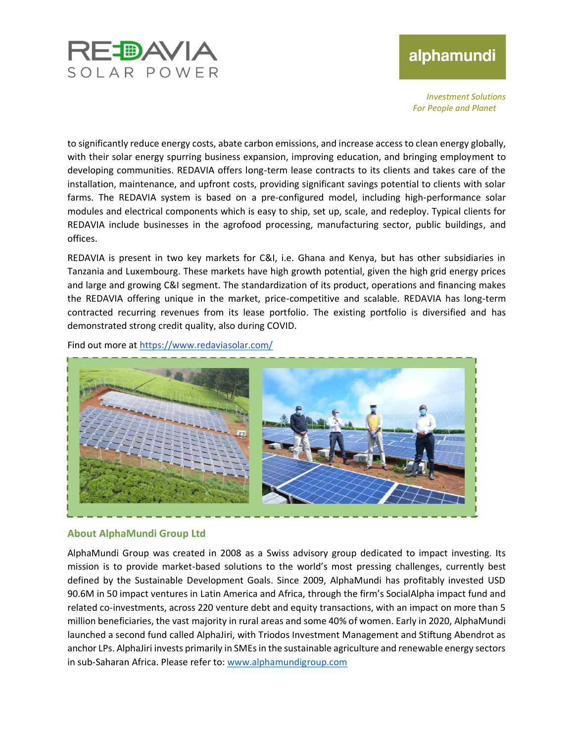to significantly reduce energy costs, abate carbon emissions, and increase access to clean energy globally, with their solar energy spurring business expansion, improving education, and bringing employment to developing communities. REDAVIA offers long-term lease contracts to its clients and takes care of the installation, maintenance, and upfront costs, providing significant savings potential to clients with solar farms. The REDAVIA system is based on a pre-configured model, including high-performance solar modules and electrical components which is easy to ship, set up, scale, and redeploy. Typical clients for REDAVIA include businesses in the agrofood processing, manufacturing sector, public buildings, and offices.

REDAVIA is present in two key markets for C&I, i.e. Ghana and Kenya, but has other subsidiaries in Tanzania and Luxembourg. These markets have high growth potential, given the high grid energy prices and large and growing C&I segment. The standardization of its product, operations and financing makes the REDAVIA offering unique in the market, price-competitive and scalable. REDAVIA has long-term contracted recurring revenues from its lease portfolio. The existing portfolio is diversified and has demonstrated strong credit quality, also during COVID.

Find out more at [https://www.redaviasolar.com/](https://www.redaviasolar.com/)

## About AlphaMundi Group Ltd

AlphaMundi Group was created in 2008 as a Swiss advisory group dedicated to impact investing. Its mission is to provide market-based solutions to the world's most pressing challenges, currently best defined by the Sustainable Development Goals. Since 2009, AlphaMundi has profitably invested USD 90.6M in 50 impact ventures in Latin America and Africa, through the firm's SocialAlpha impact fund and related co-investments, across 220 venture debt and equity transactions, with an impact on more than 5 million beneficiaries, the vast majority in rural areas and some 40% of women. Early in 2020, AlphaMundi launched a second fund called AlphaJiri, with Triodos Investment Management and Stiftung Abendrot as anchor LPs. AlphaJiri invests primarily in SMEs in the sustainable agriculture and renewable energy sectors in sub-Saharan Africa. Please refer to: [www.alphamundigroup.com](www.alphamundigroup.com)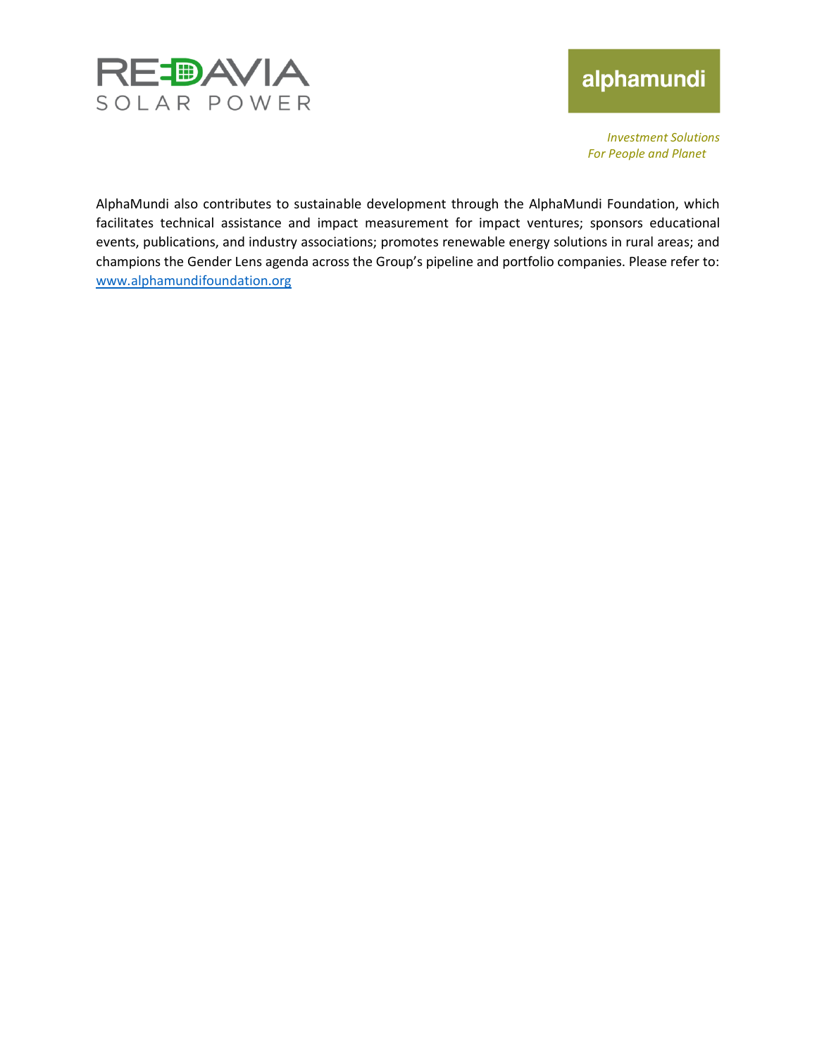AlphaMundi also contributes to sustainable development through the AlphaMundi Foundation, which facilitates technical assistance and impact measurement for impact ventures; sponsors educational events, publications, and industry associations; promotes renewable energy solutions in rural areas; and champions the Gender Lens agenda across the Group's pipeline and portfolio companies. Please refer to: www.alphamundifoundation.org